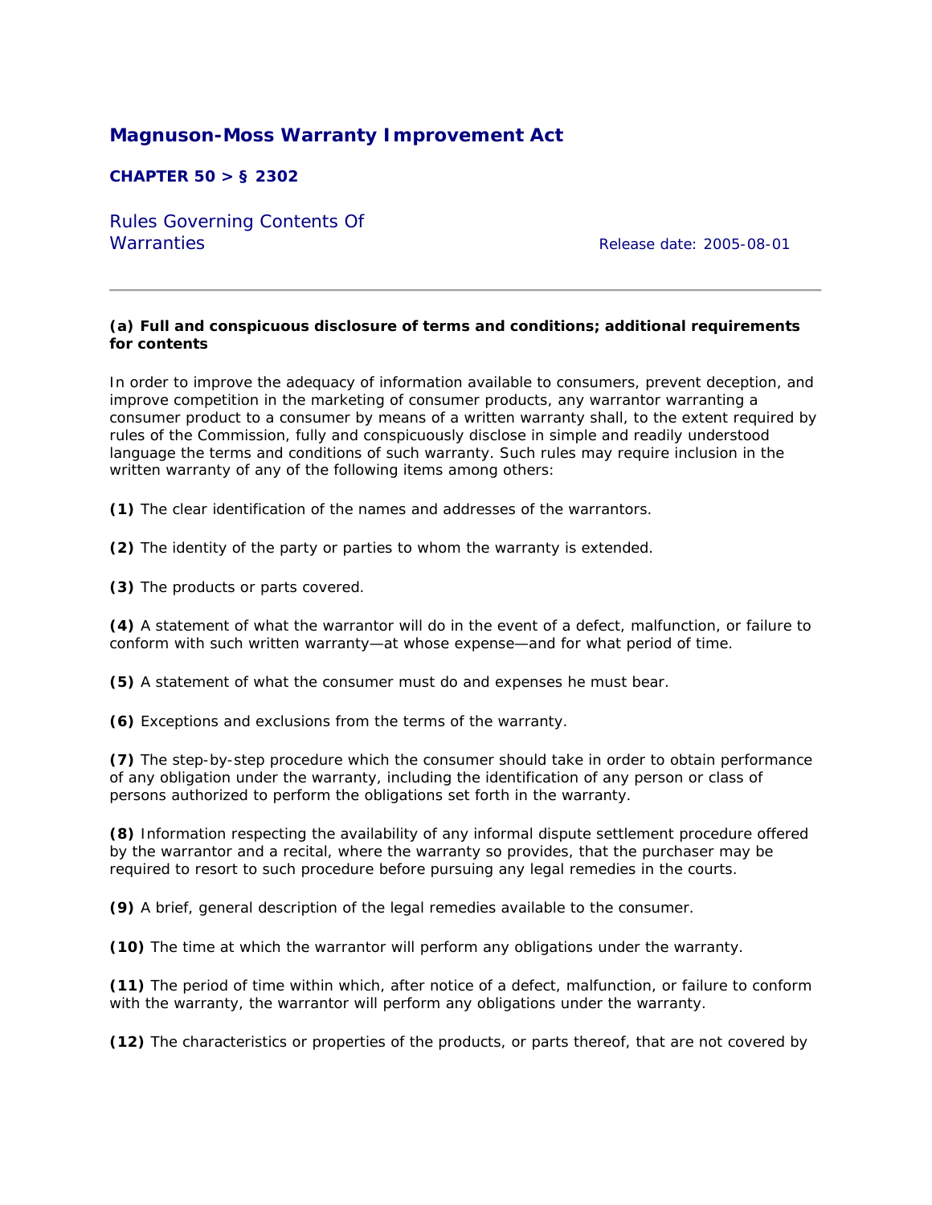# Magnuson-Moss Warranty Improvement Act

## CHAPTER 50 > § 2302

### Rules Governing Contents Of Warranties

Release date: 2005-08-01

---

**(a) Full and conspicuous disclosure of terms and conditions; additional requirements for contents**

In order to improve the adequacy of information available to consumers, prevent deception, and improve competition in the marketing of consumer products, any warrantor warranting a consumer product to a consumer by means of a written warranty shall, to the extent required by rules of the Commission, fully and conspicuously disclose in simple and readily understood language the terms and conditions of such warranty. Such rules may require inclusion in the written warranty of any of the following items among others:

**(1)** The clear identification of the names and addresses of the warrantors.

**(2)** The identity of the party or parties to whom the warranty is extended.

**(3)** The products or parts covered.

**(4)** A statement of what the warrantor will do in the event of a defect, malfunction, or failure to conform with such written warranty—at whose expense—and for what period of time.

**(5)** A statement of what the consumer must do and expenses he must bear.

**(6)** Exceptions and exclusions from the terms of the warranty.

**(7)** The step-by-step procedure which the consumer should take in order to obtain performance of any obligation under the warranty, including the identification of any person or class of persons authorized to perform the obligations set forth in the warranty.

**(8)** Information respecting the availability of any informal dispute settlement procedure offered by the warrantor and a recital, where the warranty so provides, that the purchaser may be required to resort to such procedure before pursuing any legal remedies in the courts.

**(9)** A brief, general description of the legal remedies available to the consumer.

**(10)** The time at which the warrantor will perform any obligations under the warranty.

**(11)** The period of time within which, after notice of a defect, malfunction, or failure to conform with the warranty, the warrantor will perform any obligations under the warranty.

**(12)** The characteristics or properties of the products, or parts thereof, that are not covered by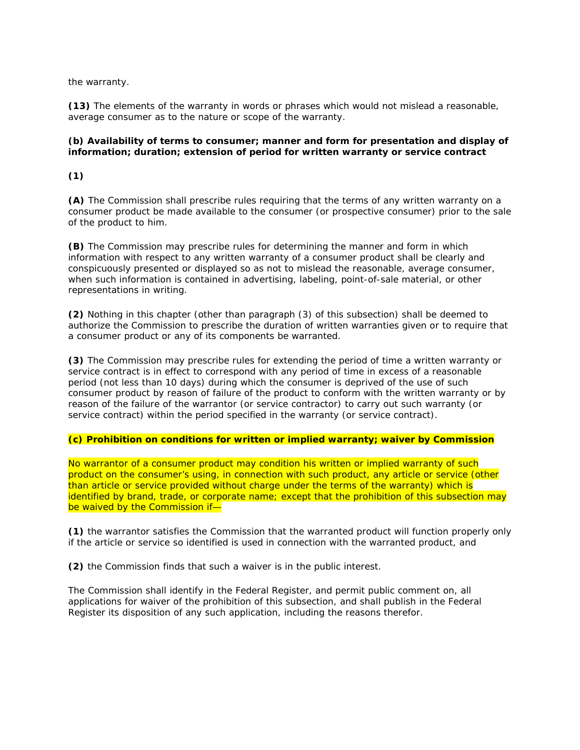the warranty.

**(13)** The elements of the warranty in words or phrases which would not mislead a reasonable, average consumer as to the nature or scope of the warranty.

**(b) Availability of terms to consumer; manner and form for presentation and display of information; duration; extension of period for written warranty or service contract**

**(1)**

**(A)** The Commission shall prescribe rules requiring that the terms of any written warranty on a consumer product be made available to the consumer (or prospective consumer) prior to the sale of the product to him.

**(B)** The Commission may prescribe rules for determining the manner and form in which information with respect to any written warranty of a consumer product shall be clearly and conspicuously presented or displayed so as not to mislead the reasonable, average consumer, when such information is contained in advertising, labeling, point-of-sale material, or other representations in writing.

**(2)** Nothing in this chapter (other than paragraph (3) of this subsection) shall be deemed to authorize the Commission to prescribe the duration of written warranties given or to require that a consumer product or any of its components be warranted.

**(3)** The Commission may prescribe rules for extending the period of time a written warranty or service contract is in effect to correspond with any period of time in excess of a reasonable period (not less than 10 days) during which the consumer is deprived of the use of such consumer product by reason of failure of the product to conform with the written warranty or by reason of the failure of the warrantor (or service contractor) to carry out such warranty (or service contract) within the period specified in the warranty (or service contract).

**(c) Prohibition on conditions for written or implied warranty; waiver by Commission**

No warrantor of a consumer product may condition his written or implied warranty of such product on the consumer's using, in connection with such product, any article or service (other than article or service provided without charge under the terms of the warranty) which is identified by brand, trade, or corporate name; except that the prohibition of this subsection may be waived by the Commission if—

**(1)** the warrantor satisfies the Commission that the warranted product will function properly only if the article or service so identified is used in connection with the warranted product, and

**(2)** the Commission finds that such a waiver is in the public interest.

The Commission shall identify in the Federal Register, and permit public comment on, all applications for waiver of the prohibition of this subsection, and shall publish in the Federal Register its disposition of any such application, including the reasons therefor.